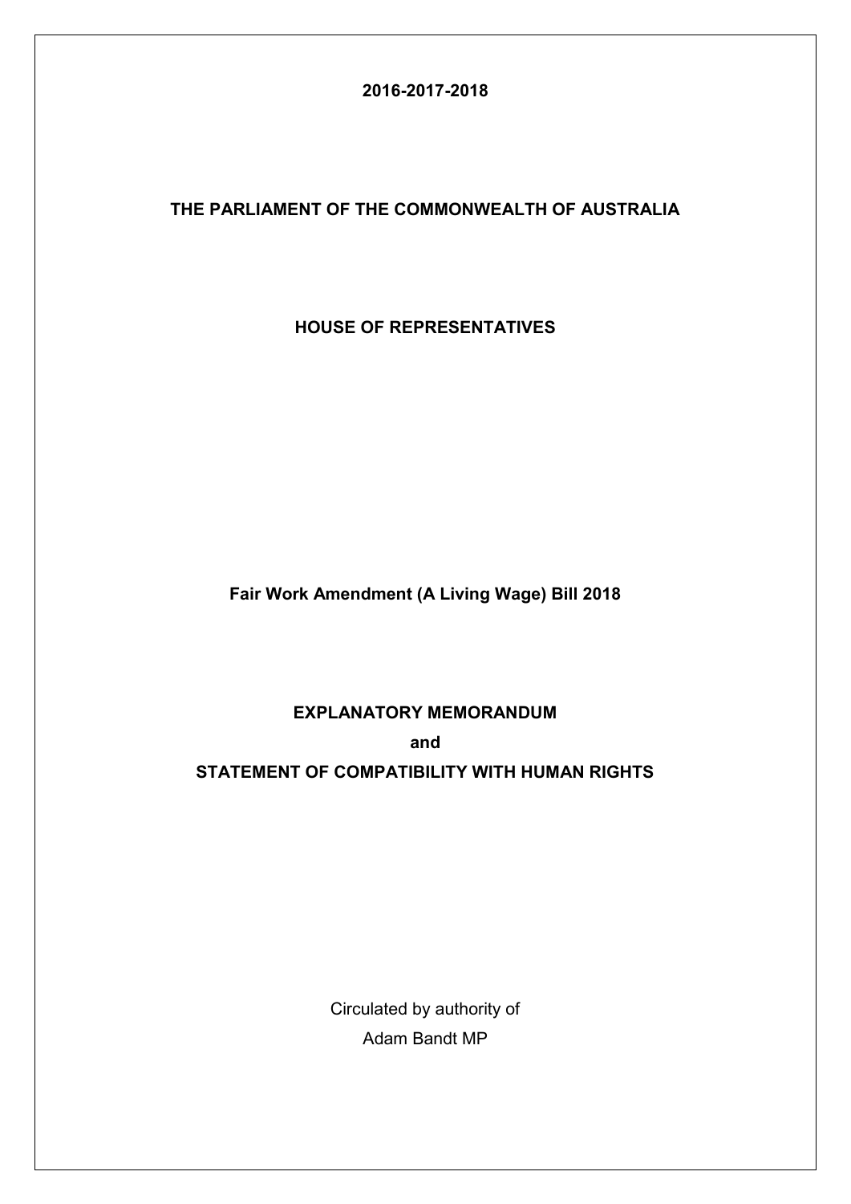**2016-2017-2018**

**THE PARLIAMENT OF THE COMMONWEALTH OF AUSTRALIA**

**HOUSE OF REPRESENTATIVES**

**Fair Work Amendment (A Living Wage) Bill 2018**

**EXPLANATORY MEMORANDUM**

**and**

**STATEMENT OF COMPATIBILITY WITH HUMAN RIGHTS**

Circulated by authority of

Adam Bandt MP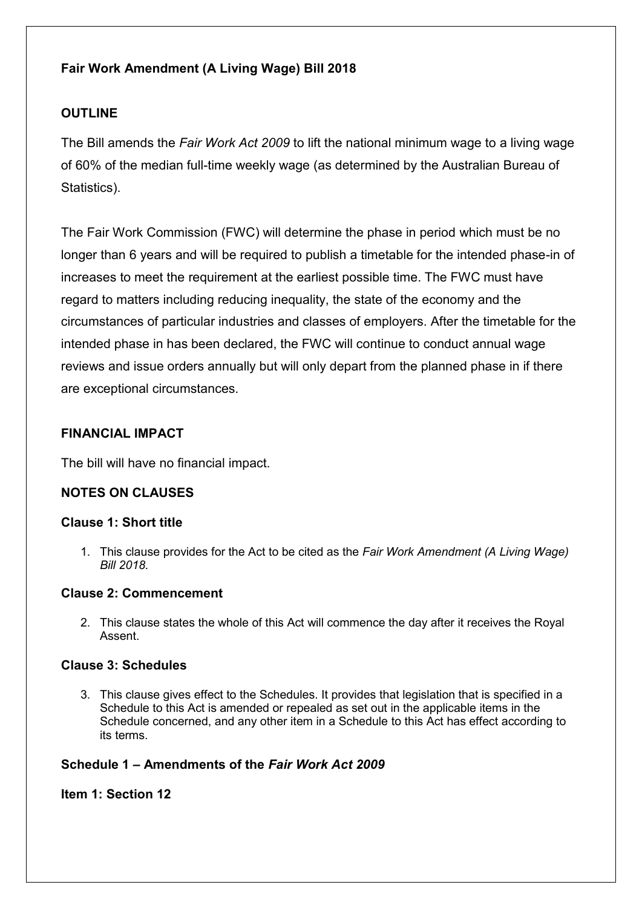**Fair Work Amendment (A Living Wage) Bill 2018**

**OUTLINE**

The Bill amends the *Fair Work Act 2009* to lift the national minimum wage to a living wage of 60% of the median full-time weekly wage (as determined by the Australian Bureau of Statistics).

The Fair Work Commission (FWC) will determine the phase in period which must be no longer than 6 years and will be required to publish a timetable for the intended phase-in of increases to meet the requirement at the earliest possible time. The FWC must have regard to matters including reducing inequality, the state of the economy and the circumstances of particular industries and classes of employers. After the timetable for the intended phase in has been declared, the FWC will continue to conduct annual wage reviews and issue orders annually but will only depart from the planned phase in if there are exceptional circumstances.

**FINANCIAL IMPACT**

The bill will have no financial impact.

**NOTES ON CLAUSES**

**Clause 1: Short title**

1. This clause provides for the Act to be cited as the *Fair Work Amendment (A Living Wage) Bill 2018.*

**Clause 2: Commencement**

2. This clause states the whole of this Act will commence the day after it receives the Royal Assent.

**Clause 3: Schedules**

3. This clause gives effect to the Schedules. It provides that legislation that is specified in a Schedule to this Act is amended or repealed as set out in the applicable items in the Schedule concerned, and any other item in a Schedule to this Act has effect according to its terms.

**Schedule 1 – Amendments of the *Fair Work Act 2009***

**Item 1: Section 12**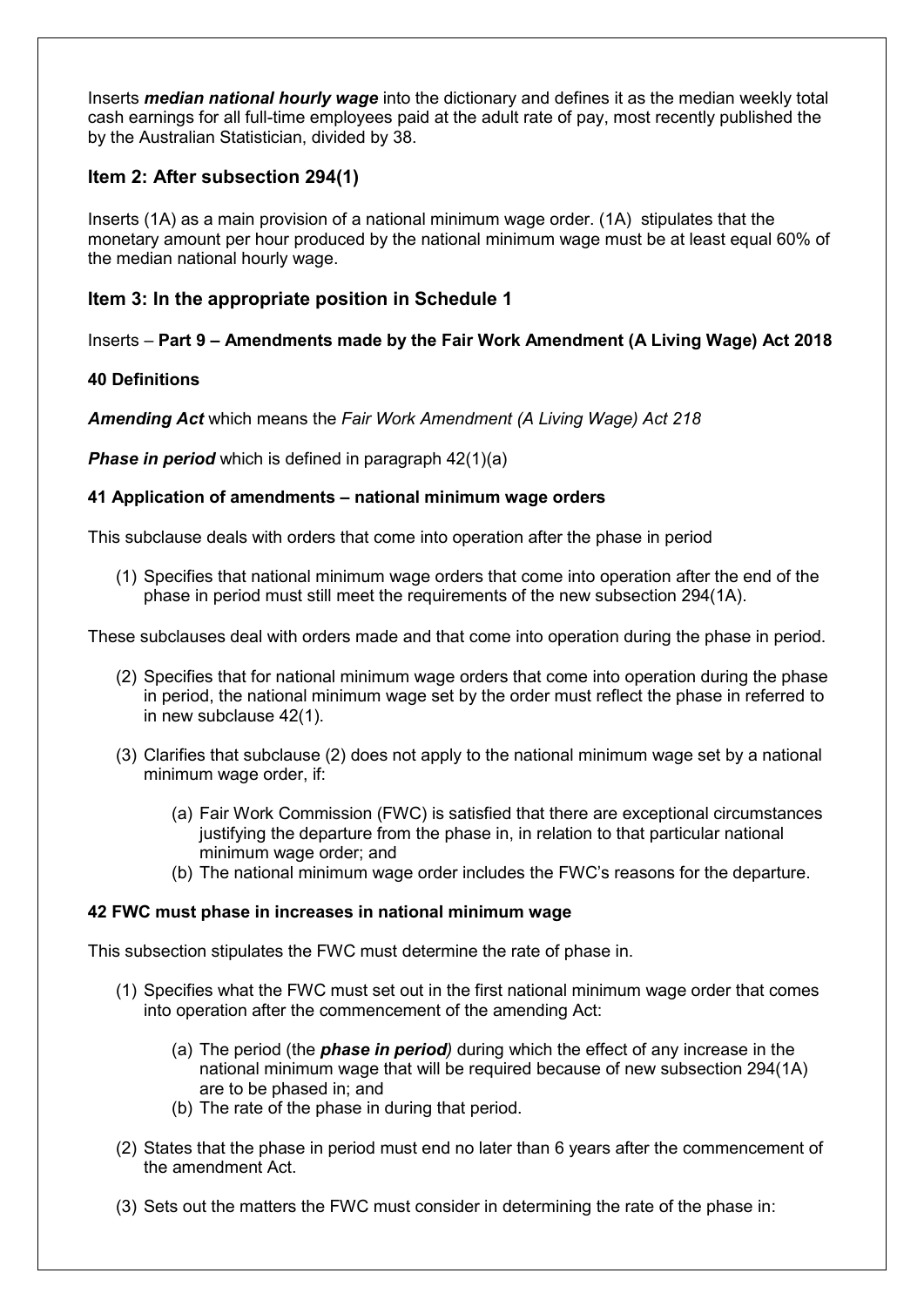Inserts ***median national hourly wage*** into the dictionary and defines it as the median weekly total cash earnings for all full-time employees paid at the adult rate of pay, most recently published the by the Australian Statistician, divided by 38.

## Item 2: After subsection 294(1)

Inserts (1A) as a main provision of a national minimum wage order. (1A) stipulates that the monetary amount per hour produced by the national minimum wage must be at least equal 60% of the median national hourly wage.

## Item 3: In the appropriate position in Schedule 1

Inserts – **Part 9 – Amendments made by the Fair Work Amendment (A Living Wage) Act 2018**

**40 Definitions**

***Amending Act*** which means the *Fair Work Amendment (A Living Wage) Act 218*

***Phase in period*** which is defined in paragraph 42(1)(a)

**41 Application of amendments – national minimum wage orders**

This subclause deals with orders that come into operation after the phase in period

(1) Specifies that national minimum wage orders that come into operation after the end of the phase in period must still meet the requirements of the new subsection 294(1A).

These subclauses deal with orders made and that come into operation during the phase in period.

(2) Specifies that for national minimum wage orders that come into operation during the phase in period, the national minimum wage set by the order must reflect the phase in referred to in new subclause 42(1).

(3) Clarifies that subclause (2) does not apply to the national minimum wage set by a national minimum wage order, if:

   (a) Fair Work Commission (FWC) is satisfied that there are exceptional circumstances justifying the departure from the phase in, in relation to that particular national minimum wage order; and
   
   (b) The national minimum wage order includes the FWC's reasons for the departure.

**42 FWC must phase in increases in national minimum wage**

This subsection stipulates the FWC must determine the rate of phase in.

(1) Specifies what the FWC must set out in the first national minimum wage order that comes into operation after the commencement of the amending Act:

   (a) The period (the ***phase in period***) during which the effect of any increase in the national minimum wage that will be required because of new subsection 294(1A) are to be phased in; and
   
   (b) The rate of the phase in during that period.

(2) States that the phase in period must end no later than 6 years after the commencement of the amendment Act.

(3) Sets out the matters the FWC must consider in determining the rate of the phase in: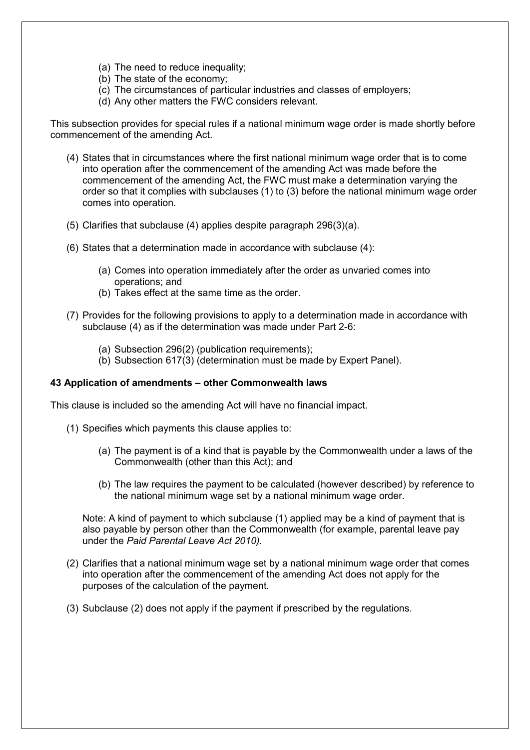(a) The need to reduce inequality;
(b) The state of the economy;
(c) The circumstances of particular industries and classes of employers;
(d) Any other matters the FWC considers relevant.

This subsection provides for special rules if a national minimum wage order is made shortly before commencement of the amending Act.

(4) States that in circumstances where the first national minimum wage order that is to come into operation after the commencement of the amending Act was made before the commencement of the amending Act, the FWC must make a determination varying the order so that it complies with subclauses (1) to (3) before the national minimum wage order comes into operation.

(5) Clarifies that subclause (4) applies despite paragraph 296(3)(a).

(6) States that a determination made in accordance with subclause (4):

  (a) Comes into operation immediately after the order as unvaried comes into operations; and
  (b) Takes effect at the same time as the order.

(7) Provides for the following provisions to apply to a determination made in accordance with subclause (4) as if the determination was made under Part 2-6:

  (a) Subsection 296(2) (publication requirements);
  (b) Subsection 617(3) (determination must be made by Expert Panel).

**43 Application of amendments – other Commonwealth laws**

This clause is included so the amending Act will have no financial impact.

(1) Specifies which payments this clause applies to:

  (a) The payment is of a kind that is payable by the Commonwealth under a laws of the Commonwealth (other than this Act); and

  (b) The law requires the payment to be calculated (however described) by reference to the national minimum wage set by a national minimum wage order.

  Note: A kind of payment to which subclause (1) applied may be a kind of payment that is also payable by person other than the Commonwealth (for example, parental leave pay under the *Paid Parental Leave Act 2010).*

(2) Clarifies that a national minimum wage set by a national minimum wage order that comes into operation after the commencement of the amending Act does not apply for the purposes of the calculation of the payment.

(3) Subclause (2) does not apply if the payment if prescribed by the regulations.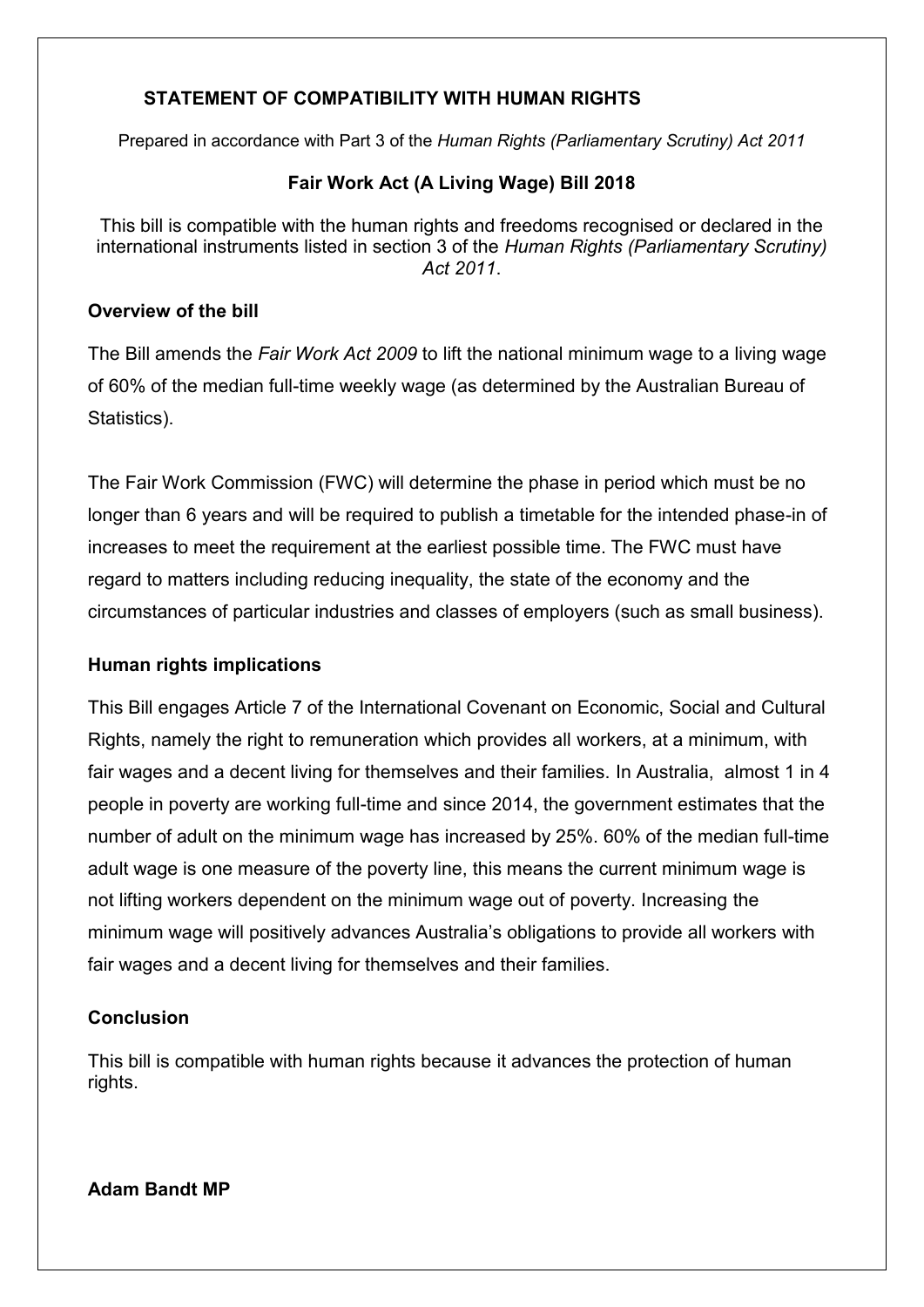## STATEMENT OF COMPATIBILITY WITH HUMAN RIGHTS

Prepared in accordance with Part 3 of the *Human Rights (Parliamentary Scrutiny) Act 2011*

### Fair Work Act (A Living Wage) Bill 2018

This bill is compatible with the human rights and freedoms recognised or declared in the international instruments listed in section 3 of the *Human Rights (Parliamentary Scrutiny) Act 2011*.

**Overview of the bill**

The Bill amends the *Fair Work Act 2009* to lift the national minimum wage to a living wage of 60% of the median full-time weekly wage (as determined by the Australian Bureau of Statistics).

The Fair Work Commission (FWC) will determine the phase in period which must be no longer than 6 years and will be required to publish a timetable for the intended phase-in of increases to meet the requirement at the earliest possible time. The FWC must have regard to matters including reducing inequality, the state of the economy and the circumstances of particular industries and classes of employers (such as small business).

**Human rights implications**

This Bill engages Article 7 of the International Covenant on Economic, Social and Cultural Rights, namely the right to remuneration which provides all workers, at a minimum, with fair wages and a decent living for themselves and their families. In Australia, almost 1 in 4 people in poverty are working full-time and since 2014, the government estimates that the number of adult on the minimum wage has increased by 25%. 60% of the median full-time adult wage is one measure of the poverty line, this means the current minimum wage is not lifting workers dependent on the minimum wage out of poverty. Increasing the minimum wage will positively advances Australia's obligations to provide all workers with fair wages and a decent living for themselves and their families.

**Conclusion**

This bill is compatible with human rights because it advances the protection of human rights.

**Adam Bandt MP**